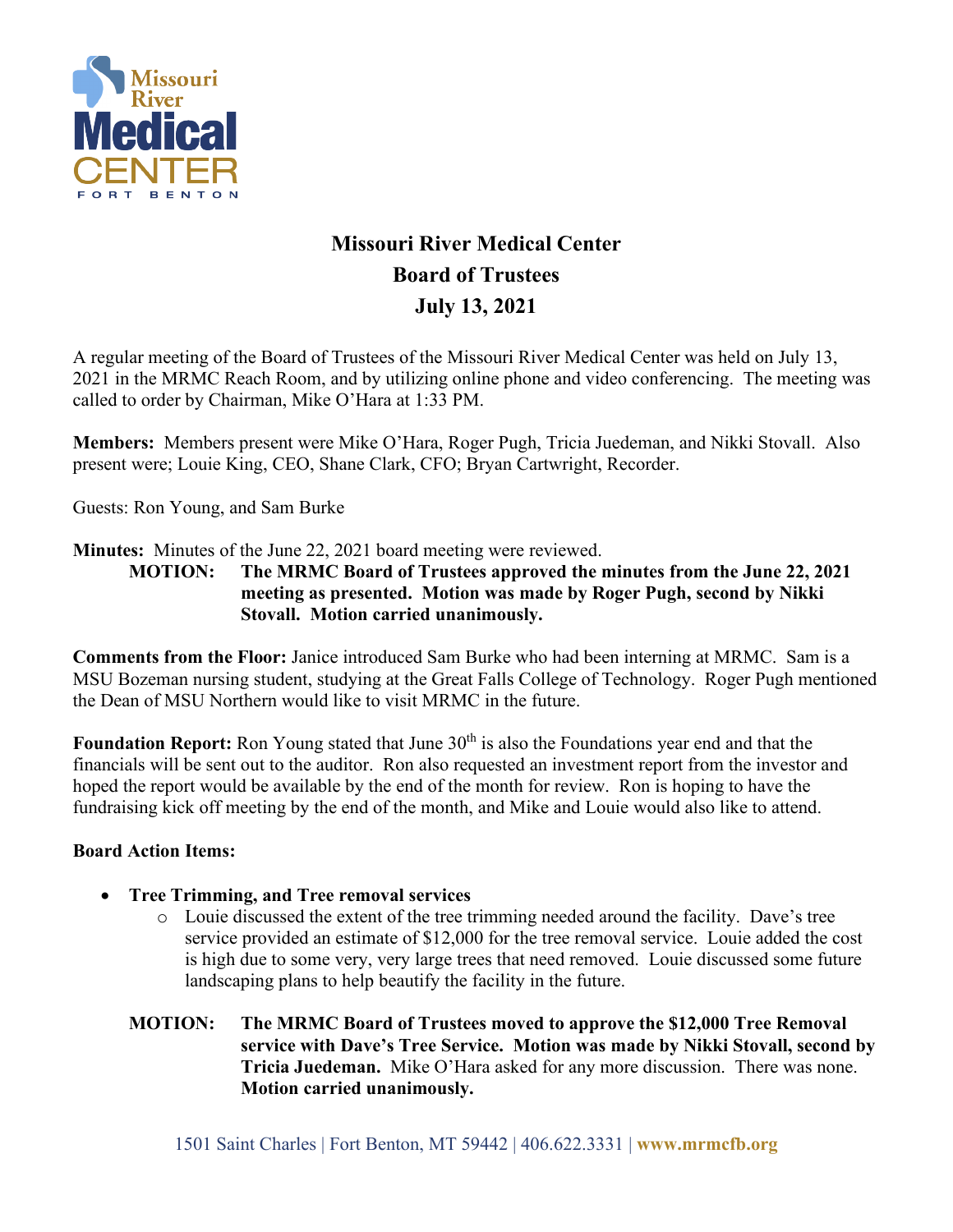# Missouri River Medical Center
## Board of Trustees
## July 13, 2021

A regular meeting of the Board of Trustees of the Missouri River Medical Center was held on July 13, 2021 in the MRMC Reach Room, and by utilizing online phone and video conferencing. The meeting was called to order by Chairman, Mike O'Hara at 1:33 PM.

**Members:** Members present were Mike O'Hara, Roger Pugh, Tricia Juedeman, and Nikki Stovall. Also present were; Louie King, CEO, Shane Clark, CFO; Bryan Cartwright, Recorder.

Guests: Ron Young, and Sam Burke

**Minutes:** Minutes of the June 22, 2021 board meeting were reviewed.

**MOTION: The MRMC Board of Trustees approved the minutes from the June 22, 2021 meeting as presented. Motion was made by Roger Pugh, second by Nikki Stovall. Motion carried unanimously.**

**Comments from the Floor:** Janice introduced Sam Burke who had been interning at MRMC. Sam is a MSU Bozeman nursing student, studying at the Great Falls College of Technology. Roger Pugh mentioned the Dean of MSU Northern would like to visit MRMC in the future.

**Foundation Report:** Ron Young stated that June 30th is also the Foundations year end and that the financials will be sent out to the auditor. Ron also requested an investment report from the investor and hoped the report would be available by the end of the month for review. Ron is hoping to have the fundraising kick off meeting by the end of the month, and Mike and Louie would also like to attend.

**Board Action Items:**

- **Tree Trimming, and Tree removal services**
  - Louie discussed the extent of the tree trimming needed around the facility. Dave's tree service provided an estimate of $12,000 for the tree removal service. Louie added the cost is high due to some very, very large trees that need removed. Louie discussed some future landscaping plans to help beautify the facility in the future.

**MOTION: The MRMC Board of Trustees moved to approve the $12,000 Tree Removal service with Dave's Tree Service. Motion was made by Nikki Stovall, second by Tricia Juedeman.** Mike O'Hara asked for any more discussion. There was none. **Motion carried unanimously.**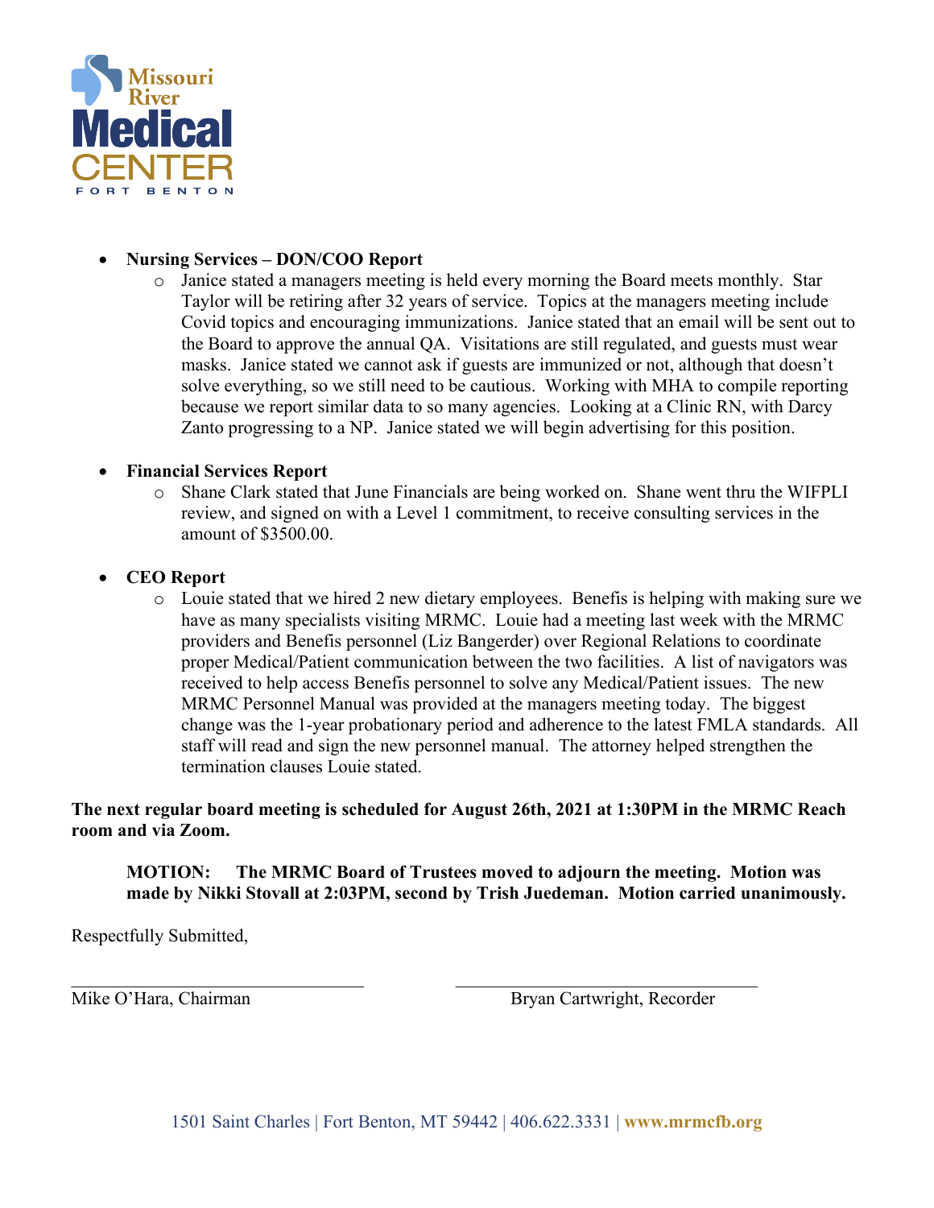- **Nursing Services – DON/COO Report**
  - Janice stated a managers meeting is held every morning the Board meets monthly. Star Taylor will be retiring after 32 years of service. Topics at the managers meeting include Covid topics and encouraging immunizations. Janice stated that an email will be sent out to the Board to approve the annual QA. Visitations are still regulated, and guests must wear masks. Janice stated we cannot ask if guests are immunized or not, although that doesn't solve everything, so we still need to be cautious. Working with MHA to compile reporting because we report similar data to so many agencies. Looking at a Clinic RN, with Darcy Zanto progressing to a NP. Janice stated we will begin advertising for this position.

- **Financial Services Report**
  - Shane Clark stated that June Financials are being worked on. Shane went thru the WIFPLI review, and signed on with a Level 1 commitment, to receive consulting services in the amount of $3500.00.

- **CEO Report**
  - Louie stated that we hired 2 new dietary employees. Benefis is helping with making sure we have as many specialists visiting MRMC. Louie had a meeting last week with the MRMC providers and Benefis personnel (Liz Bangerder) over Regional Relations to coordinate proper Medical/Patient communication between the two facilities. A list of navigators was received to help access Benefis personnel to solve any Medical/Patient issues. The new MRMC Personnel Manual was provided at the managers meeting today. The biggest change was the 1-year probationary period and adherence to the latest FMLA standards. All staff will read and sign the new personnel manual. The attorney helped strengthen the termination clauses Louie stated.

**The next regular board meeting is scheduled for August 26th, 2021 at 1:30PM in the MRMC Reach room and via Zoom.**

**MOTION: The MRMC Board of Trustees moved to adjourn the meeting. Motion was made by Nikki Stovall at 2:03PM, second by Trish Juedeman. Motion carried unanimously.**

Respectfully Submitted,

\_\_\_\_\_\_\_\_\_\_\_\_\_\_\_\_\_\_\_\_\_\_\_\_\_\_\_\_\_\_ \_\_\_\_\_\_\_\_\_\_\_\_\_\_\_\_\_\_\_\_\_\_\_\_\_\_\_\_\_\_

Mike O'Hara, Chairman Bryan Cartwright, Recorder